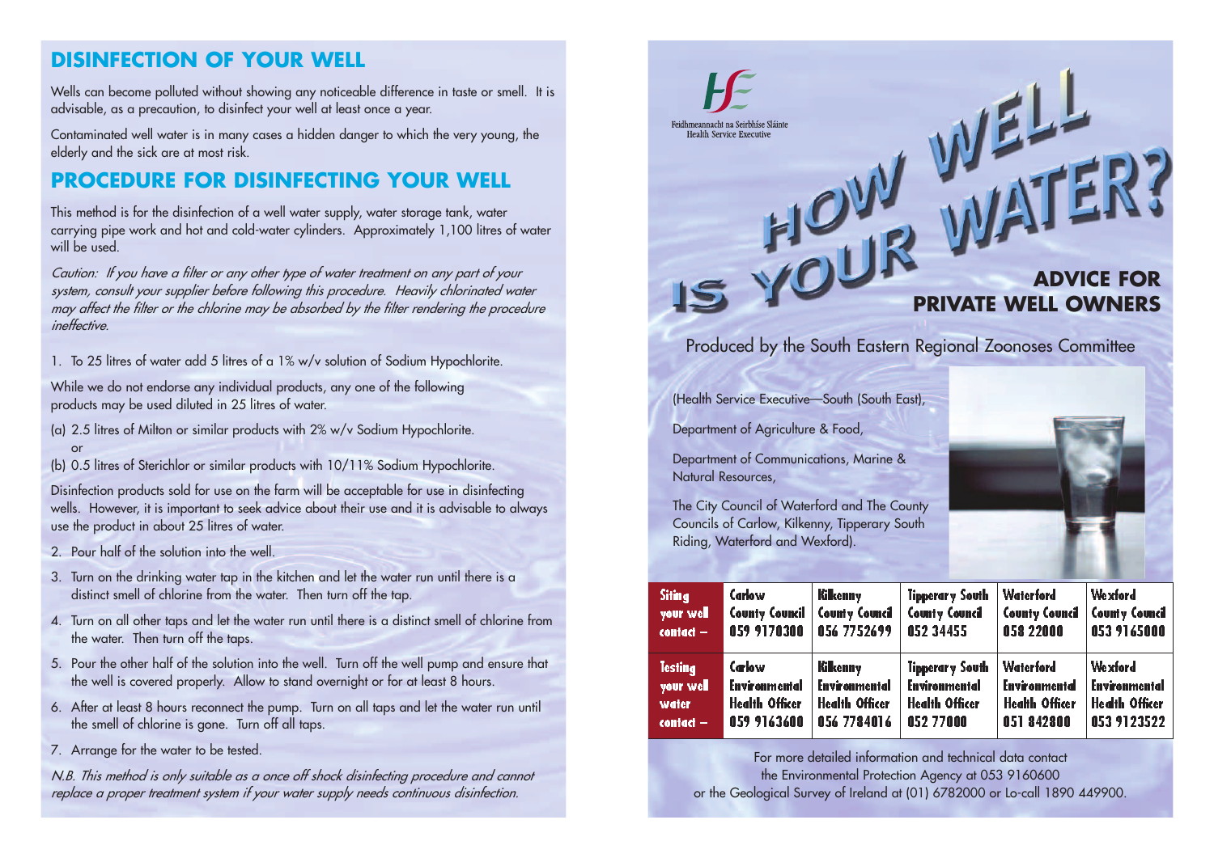## DISINFECTION OF YOUR WELL

Wells can become polluted without showing any noticeable difference in taste or smell. It is advisable, as a precaution, to disinfect your well at least once a year.

Contaminated well water is in many cases a hidden danger to which the very young, the elderly and the sick are at most risk.

## PROCEDURE FOR DISINFECTING YOUR WELL

This method is for the disinfection of a well water supply, water storage tank, water carrying pipe work and hot and cold-water cylinders. Approximately 1,100 litres of water will be used.

*Caution: If you have a filter or any other type of water treatment on any part of your system, consult your supplier before following this procedure. Heavily chlorinated water may affect the filter or the chlorine may be absorbed by the filter rendering the procedure ineffective.*

1. To 25 litres of water add 5 litres of a 1% w/v solution of Sodium Hypochlorite.

While we do not endorse any individual products, any one of the following products may be used diluted in 25 litres of water.

(a) 2.5 litres of Milton or similar products with 2% w/v Sodium Hypochlorite.
or
(b) 0.5 litres of Sterichlor or similar products with 10/11% Sodium Hypochlorite.

Disinfection products sold for use on the farm will be acceptable for use in disinfecting wells. However, it is important to seek advice about their use and it is advisable to always use the product in about 25 litres of water.

2. Pour half of the solution into the well.
3. Turn on the drinking water tap in the kitchen and let the water run until there is a distinct smell of chlorine from the water. Then turn off the tap.
4. Turn on all other taps and let the water run until there is a distinct smell of chlorine from the water. Then turn off the taps.
5. Pour the other half of the solution into the well. Turn off the well pump and ensure that the well is covered properly. Allow to stand overnight or for at least 8 hours.
6. After at least 8 hours reconnect the pump. Turn on all taps and let the water run until the smell of chlorine is gone. Turn off all taps.
7. Arrange for the water to be tested.

*N.B. This method is only suitable as a once off shock disinfecting procedure and cannot replace a proper treatment system if your water supply needs continuous disinfection.*

HSE
Feidhmeannacht na Seirbhíse Sláinte
Health Service Executive

# HOW WELL IS YOUR WATER?

## ADVICE FOR PRIVATE WELL OWNERS

Produced by the South Eastern Regional Zoonoses Committee

(Health Service Executive—South (South East),

Department of Agriculture & Food,

Department of Communications, Marine & Natural Resources,

The City Council of Waterford and The County Councils of Carlow, Kilkenny, Tipperary South Riding, Waterford and Wexford).

| | | | | | |
|---|---|---|---|---|---|
| **Siting your well contact –** | Carlow County Council 059 9170300 | Kilkenny County Council 056 7752699 | Tipperary South County Council 052 34455 | Waterford County Council 058 22000 | Wexford County Council 053 9165000 |
| **Testing your well water contact –** | Carlow Environmental Health Officer 059 9163600 | Kilkenny Environmental Health Officer 056 7784016 | Tipperary South Environmental Health Officer 052 77000 | Waterford Environmental Health Officer 051 842800 | Wexford Environmental Health Officer 053 9123522 |

For more detailed information and technical data contact the Environmental Protection Agency at 053 9160600 or the Geological Survey of Ireland at (01) 6782000 or Lo-call 1890 449900.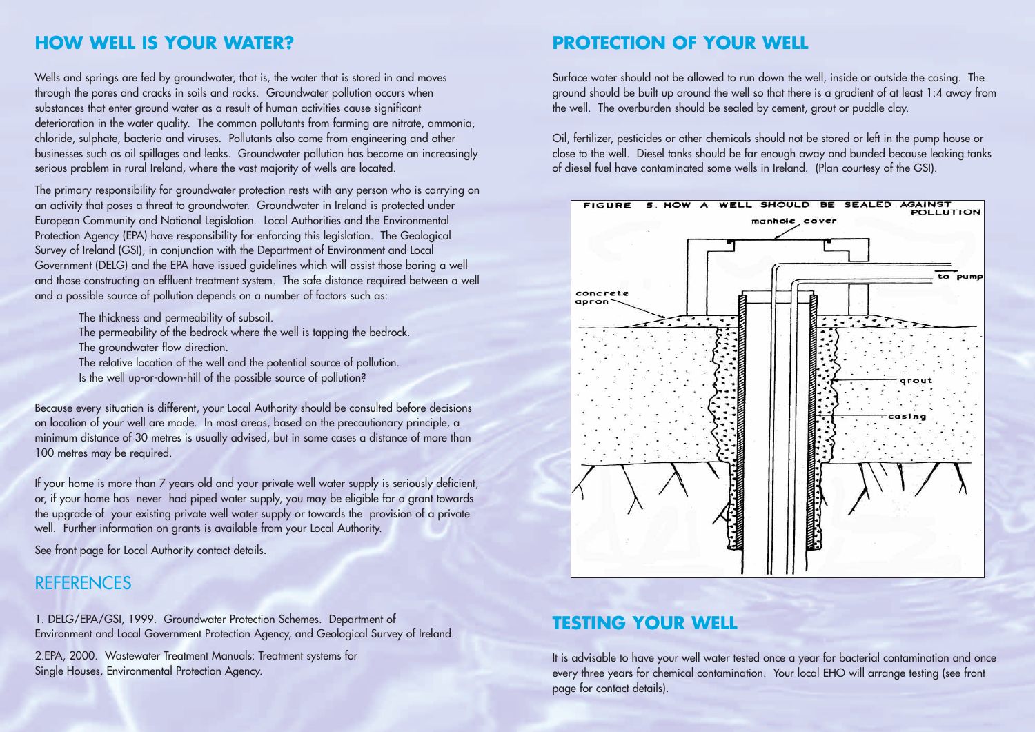## HOW WELL IS YOUR WATER?

Wells and springs are fed by groundwater, that is, the water that is stored in and moves through the pores and cracks in soils and rocks. Groundwater pollution occurs when substances that enter ground water as a result of human activities cause significant deterioration in the water quality. The common pollutants from farming are nitrate, ammonia, chloride, sulphate, bacteria and viruses. Pollutants also come from engineering and other businesses such as oil spillages and leaks. Groundwater pollution has become an increasingly serious problem in rural Ireland, where the vast majority of wells are located.

The primary responsibility for groundwater protection rests with any person who is carrying on an activity that poses a threat to groundwater. Groundwater in Ireland is protected under European Community and National Legislation. Local Authorities and the Environmental Protection Agency (EPA) have responsibility for enforcing this legislation. The Geological Survey of Ireland (GSI), in conjunction with the Department of Environment and Local Government (DELG) and the EPA have issued guidelines which will assist those boring a well and those constructing an effluent treatment system. The safe distance required between a well and a possible source of pollution depends on a number of factors such as:

- The thickness and permeability of subsoil.
- The permeability of the bedrock where the well is tapping the bedrock.
- The groundwater flow direction.
- The relative location of the well and the potential source of pollution.
- Is the well up-or-down-hill of the possible source of pollution?

Because every situation is different, your Local Authority should be consulted before decisions on location of your well are made. In most areas, based on the precautionary principle, a minimum distance of 30 metres is usually advised, but in some cases a distance of more than 100 metres may be required.

If your home is more than 7 years old and your private well water supply is seriously deficient, or, if your home has never had piped water supply, you may be eligible for a grant towards the upgrade of your existing private well water supply or towards the provision of a private well. Further information on grants is available from your Local Authority.

See front page for Local Authority contact details.

## REFERENCES

1. DELG/EPA/GSI, 1999. Groundwater Protection Schemes. Department of Environment and Local Government Protection Agency, and Geological Survey of Ireland.

2. EPA, 2000. Wastewater Treatment Manuals: Treatment systems for Single Houses, Environmental Protection Agency.

## PROTECTION OF YOUR WELL

Surface water should not be allowed to run down the well, inside or outside the casing. The ground should be built up around the well so that there is a gradient of at least 1:4 away from the well. The overburden should be sealed by cement, grout or puddle clay.

Oil, fertilizer, pesticides or other chemicals should not be stored or left in the pump house or close to the well. Diesel tanks should be far enough away and bunded because leaking tanks of diesel fuel have contaminated some wells in Ireland. (Plan courtesy of the GSI).

FIGURE 5. HOW A WELL SHOULD BE SEALED AGAINST POLLUTION

manhole cover

to pump

concrete apron

grout

casing

## TESTING YOUR WELL

It is advisable to have your well water tested once a year for bacterial contamination and once every three years for chemical contamination. Your local EHO will arrange testing (see front page for contact details).